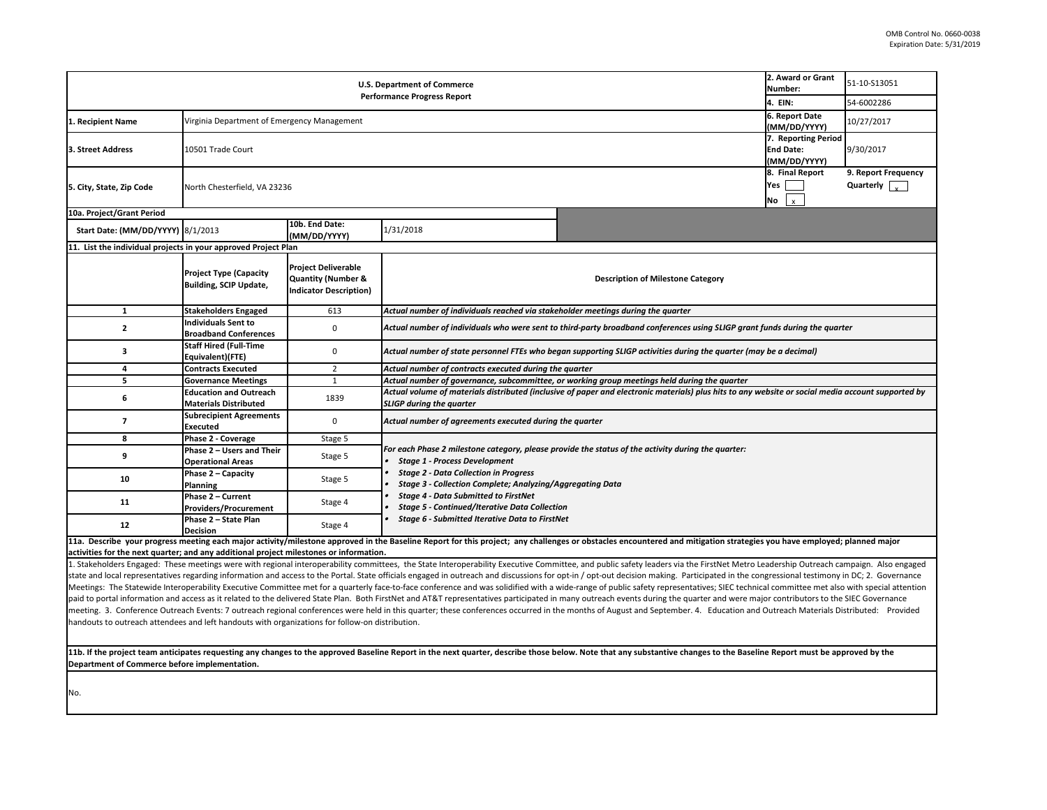OMB Control No. 0660-0038
Expiration Date: 5/31/2019

| U.S. Department of Commerce Performance Progress Report | | | 2. Award or Grant Number: | 51-10-S13051 |
|---|---|---|---|---|
| | | | 4. EIN: | 54-6002286 |
| 1. Recipient Name | Virginia Department of Emergency Management | | 6. Report Date (MM/DD/YYYY) | 10/27/2017 |
| 3. Street Address | 10501 Trade Court | | 7. Reporting Period End Date: (MM/DD/YYYY) | 9/30/2017 |
| 5. City, State, Zip Code | North Chesterfield, VA 23236 | | 8. Final Report Yes [ ] No [x] | 9. Report Frequency Quarterly [x] |

**10a. Project/Grant Period**

| Start Date: (MM/DD/YYYY) | 8/1/2013 | 10b. End Date: (MM/DD/YYYY) | 1/31/2018 |
|---|---|---|---|

**11. List the individual projects in your approved Project Plan**

| | Project Type (Capacity Building, SCIP Update, | Project Deliverable Quantity (Number & Indicator Description) | Description of Milestone Category |
|---|---|---|---|
| 1 | Stakeholders Engaged | 613 | *Actual number of individuals reached via stakeholder meetings during the quarter* |
| 2 | Individuals Sent to Broadband Conferences | 0 | *Actual number of individuals who were sent to third-party broadband conferences using SLIGP grant funds during the quarter* |
| 3 | Staff Hired (Full-Time Equivalent)(FTE) | 0 | *Actual number of state personnel FTEs who began supporting SLIGP activities during the quarter (may be a decimal)* |
| 4 | Contracts Executed | 2 | *Actual number of contracts executed during the quarter* |
| 5 | Governance Meetings | 1 | *Actual number of governance, subcommittee, or working group meetings held during the quarter* |
| 6 | Education and Outreach Materials Distributed | 1839 | *Actual volume of materials distributed (inclusive of paper and electronic materials) plus hits to any website or social media account supported by SLIGP during the quarter* |
| 7 | Subrecipient Agreements Executed | 0 | *Actual number of agreements executed during the quarter* |
| 8 | Phase 2 - Coverage | Stage 5 | *For each Phase 2 milestone category, please provide the status of the activity during the quarter:* |
| 9 | Phase 2 – Users and Their Operational Areas | Stage 5 | • *Stage 1 - Process Development* • *Stage 2 - Data Collection in Progress* |
| 10 | Phase 2 – Capacity Planning | Stage 5 | • *Stage 3 - Collection Complete; Analyzing/Aggregating Data* |
| 11 | Phase 2 – Current Providers/Procurement | Stage 4 | • *Stage 4 - Data Submitted to FirstNet* • *Stage 5 - Continued/Iterative Data Collection* |
| 12 | Phase 2 – State Plan Decision | Stage 4 | • *Stage 6 - Submitted Iterative Data to FirstNet* |

**11a. Describe your progress meeting each major activity/milestone approved in the Baseline Report for this project; any challenges or obstacles encountered and mitigation strategies you have employed; planned major activities for the next quarter; and any additional project milestones or information.**

1. Stakeholders Engaged: These meetings were with regional interoperability committees, the State Interoperability Executive Committee, and public safety leaders via the FirstNet Metro Leadership Outreach campaign. Also engaged state and local representatives regarding information and access to the Portal. State officials engaged in outreach and discussions for opt-in / opt-out decision making. Participated in the congressional testimony in DC; 2. Governance Meetings: The Statewide Interoperability Executive Committee met for a quarterly face-to-face conference and was solidified with a wide-range of public safety representatives; SIEC technical committee met also with special attention paid to portal information and access as it related to the delivered State Plan. Both FirstNet and AT&T representatives participated in many outreach events during the quarter and were major contributors to the SIEC Governance meeting. 3. Conference Outreach Events: 7 outreach regional conferences were held in this quarter; these conferences occurred in the months of August and September. 4. Education and Outreach Materials Distributed: Provided handouts to outreach attendees and left handouts with organizations for follow-on distribution.

**11b. If the project team anticipates requesting any changes to the approved Baseline Report in the next quarter, describe those below. Note that any substantive changes to the Baseline Report must be approved by the Department of Commerce before implementation.**

No.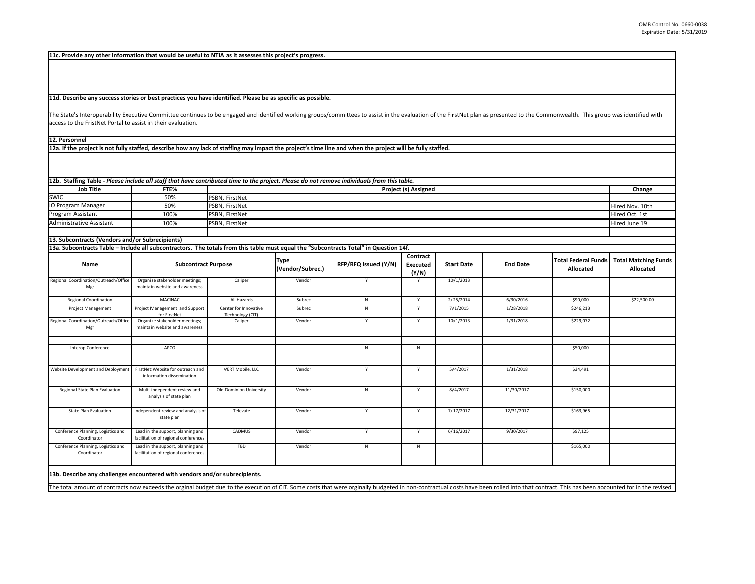**11c. Provide any other information that would be useful to NTIA as it assesses this project's progress.**

**11d. Describe any success stories or best practices you have identified. Please be as specific as possible.**

The State's Interoperability Executive Committee continues to be engaged and identified working groups/committees to assist in the evaluation of the FirstNet plan as presented to the Commonwealth. This group was identified with access to the FristNet Portal to assist in their evaluation.

**12. Personnel**

**12a. If the project is not fully staffed, describe how any lack of staffing may impact the project's time line and when the project will be fully staffed.**

**12b. Staffing Table -** ***Please include all staff that have contributed time to the project. Please do not remove individuals from this table.***

| Job Title | FTE% | Project (s) Assigned | Change |
|---|---|---|---|
| SWIC | 50% | PSBN, FirstNet | |
| IO Program Manager | 50% | PSBN, FirstNet | Hired Nov. 10th |
| Program Assistant | 100% | PSBN, FirstNet | Hired Oct. 1st |
| Administrative Assistant | 100% | PSBN, FirstNet | Hired June 19 |
| | | | |

**13. Subcontracts (Vendors and/or Subrecipients)**

**13a. Subcontracts Table – Include all subcontractors. The totals from this table must equal the "Subcontracts Total" in Question 14f.**

| Name | Subcontract Purpose | | Type (Vendor/Subrec.) | RFP/RFQ Issued (Y/N) | Contract Executed (Y/N) | Start Date | End Date | Total Federal Funds Allocated | Total Matching Funds Allocated |
|---|---|---|---|---|---|---|---|---|---|
| Regional Coordination/Outreach/Office Mgr | Organize stakeholder meetings; maintain website and awareness | Caliper | Vendor | Y | Y | 10/1/2013 | | | |
| Regional Coordination | MACINAC | All Hazards | Subrec | N | Y | 2/25/2014 | 6/30/2016 | $90,000 | $22,500.00 |
| Project Management | Project Management and Support for FirstNet | Center for Innovative Technology (CIT) | Subrec | N | Y | 7/1/2015 | 1/28/2018 | $246,213 | |
| Regional Coordination/Outreach/Office Mgr | Organize stakeholder meetings; maintain website and awareness | Caliper | Vendor | Y | Y | 10/1/2013 | 1/31/2018 | $229,072 | |
| | | | | | | | | | |
| Interop Conference | APCO | | | N | N | | | $50,000 | |
| Website Development and Deployment | FirstNet Website for outreach and information dissemination | VERT Mobile, LLC | Vendor | Y | Y | 5/4/2017 | 1/31/2018 | $34,491 | |
| Regional State Plan Evaluation | Multi independent review and analysis of state plan | Old Dominion University | Vendor | N | Y | 8/4/2017 | 11/30/2017 | $150,000 | |
| State Plan Evaluation | Independent review and analysis of state plan | Televate | Vendor | Y | Y | 7/17/2017 | 12/31/2017 | $163,965 | |
| Conference Planning, Logistics and Coordinator | Lead in the support, planning and facilitation of regional conferences | CADMUS | Vendor | Y | Y | 6/16/2017 | 9/30/2017 | $97,125 | |
| Conference Planning, Logistics and Coordinator | Lead in the support, planning and facilitation of regional conferences | TBD | Vendor | N | N | | | $165,000 | |

**13b. Describe any challenges encountered with vendors and/or subrecipients.**

The total amount of contracts now exceeds the orginal budget due to the execution of CIT. Some costs that were orginally budgeted in non-contractual costs have been rolled into that contract. This has been accounted for in the revised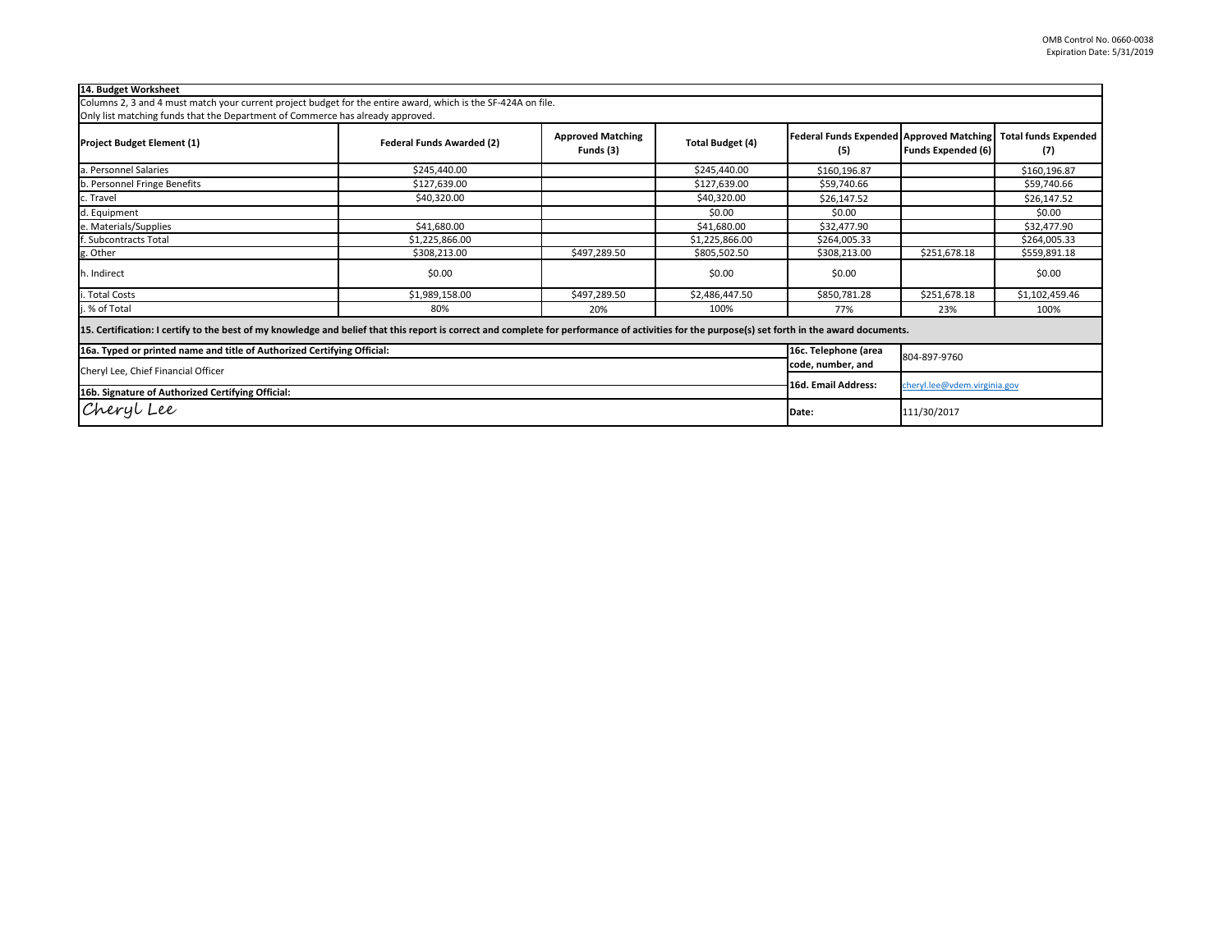OMB Control No. 0660-0038
Expiration Date: 5/31/2019

**14. Budget Worksheet**

Columns 2, 3 and 4 must match your current project budget for the entire award, which is the SF-424A on file.
Only list matching funds that the Department of Commerce has already approved.

| Project Budget Element (1) | Federal Funds Awarded (2) | Approved Matching Funds (3) | Total Budget (4) | Federal Funds Expended (5) | Approved Matching Funds Expended (6) | Total funds Expended (7) |
|---|---|---|---|---|---|---|
| a. Personnel Salaries | $245,440.00 | | $245,440.00 | $160,196.87 | | $160,196.87 |
| b. Personnel Fringe Benefits | $127,639.00 | | $127,639.00 | $59,740.66 | | $59,740.66 |
| c. Travel | $40,320.00 | | $40,320.00 | $26,147.52 | | $26,147.52 |
| d. Equipment | | | $0.00 | $0.00 | | $0.00 |
| e. Materials/Supplies | $41,680.00 | | $41,680.00 | $32,477.90 | | $32,477.90 |
| f. Subcontracts Total | $1,225,866.00 | | $1,225,866.00 | $264,005.33 | | $264,005.33 |
| g. Other | $308,213.00 | $497,289.50 | $805,502.50 | $308,213.00 | $251,678.18 | $559,891.18 |
| h. Indirect | $0.00 | | $0.00 | $0.00 | | $0.00 |
| i. Total Costs | $1,989,158.00 | $497,289.50 | $2,486,447.50 | $850,781.28 | $251,678.18 | $1,102,459.46 |
| j. % of Total | 80% | 20% | 100% | 77% | 23% | 100% |

**15. Certification: I certify to the best of my knowledge and belief that this report is correct and complete for performance of activities for the purpose(s) set forth in the award documents.**

| | | |
|---|---|---|
| **16a. Typed or printed name and title of Authorized Certifying Official:** Cheryl Lee, Chief Financial Officer | **16c. Telephone (area code, number, and** | 804-897-9760 |
| **16b. Signature of Authorized Certifying Official:** | **16d. Email Address:** | cheryl.lee@vdem.virginia.gov |
| Cheryl Lee | **Date:** | 111/30/2017 |